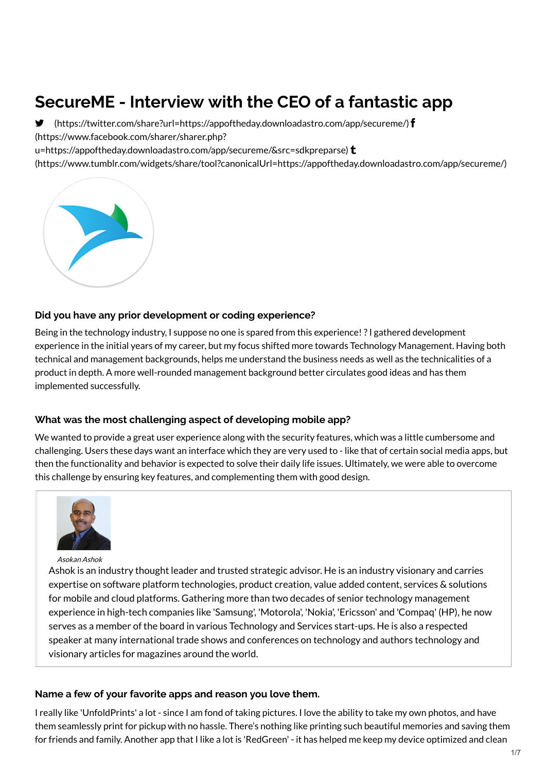# SecureME - Interview with the CEO of a fantastic app

(https://twitter.com/share?url=https://appoftheday.downloadastro.com/app/secureme/) (https://www.facebook.com/sharer/sharer.php?u=https://appoftheday.downloadastro.com/app/secureme/&src=sdkpreparse) (https://www.tumblr.com/widgets/share/tool?canonicalUrl=https://appoftheday.downloadastro.com/app/secureme/)

### Did you have any prior development or coding experience?

Being in the technology industry, I suppose no one is spared from this experience! ? I gathered development experience in the initial years of my career, but my focus shifted more towards Technology Management. Having both technical and management backgrounds, helps me understand the business needs as well as the technicalities of a product in depth. A more well-rounded management background better circulates good ideas and has them implemented successfully.

### What was the most challenging aspect of developing mobile app?

We wanted to provide a great user experience along with the security features, which was a little cumbersome and challenging. Users these days want an interface which they are very used to - like that of certain social media apps, but then the functionality and behavior is expected to solve their daily life issues. Ultimately, we were able to overcome this challenge by ensuring key features, and complementing them with good design.

*Asokan Ashok*

Ashok is an industry thought leader and trusted strategic advisor. He is an industry visionary and carries expertise on software platform technologies, product creation, value added content, services & solutions for mobile and cloud platforms. Gathering more than two decades of senior technology management experience in high-tech companies like 'Samsung', 'Motorola', 'Nokia', 'Ericsson' and 'Compaq' (HP), he now serves as a member of the board in various Technology and Services start-ups. He is also a respected speaker at many international trade shows and conferences on technology and authors technology and visionary articles for magazines around the world.

### Name a few of your favorite apps and reason you love them.

I really like 'UnfoldPrints' a lot - since I am fond of taking pictures. I love the ability to take my own photos, and have them seamlessly print for pickup with no hassle. There's nothing like printing such beautiful memories and saving them for friends and family. Another app that I like a lot is 'RedGreen' - it has helped me keep my device optimized and clean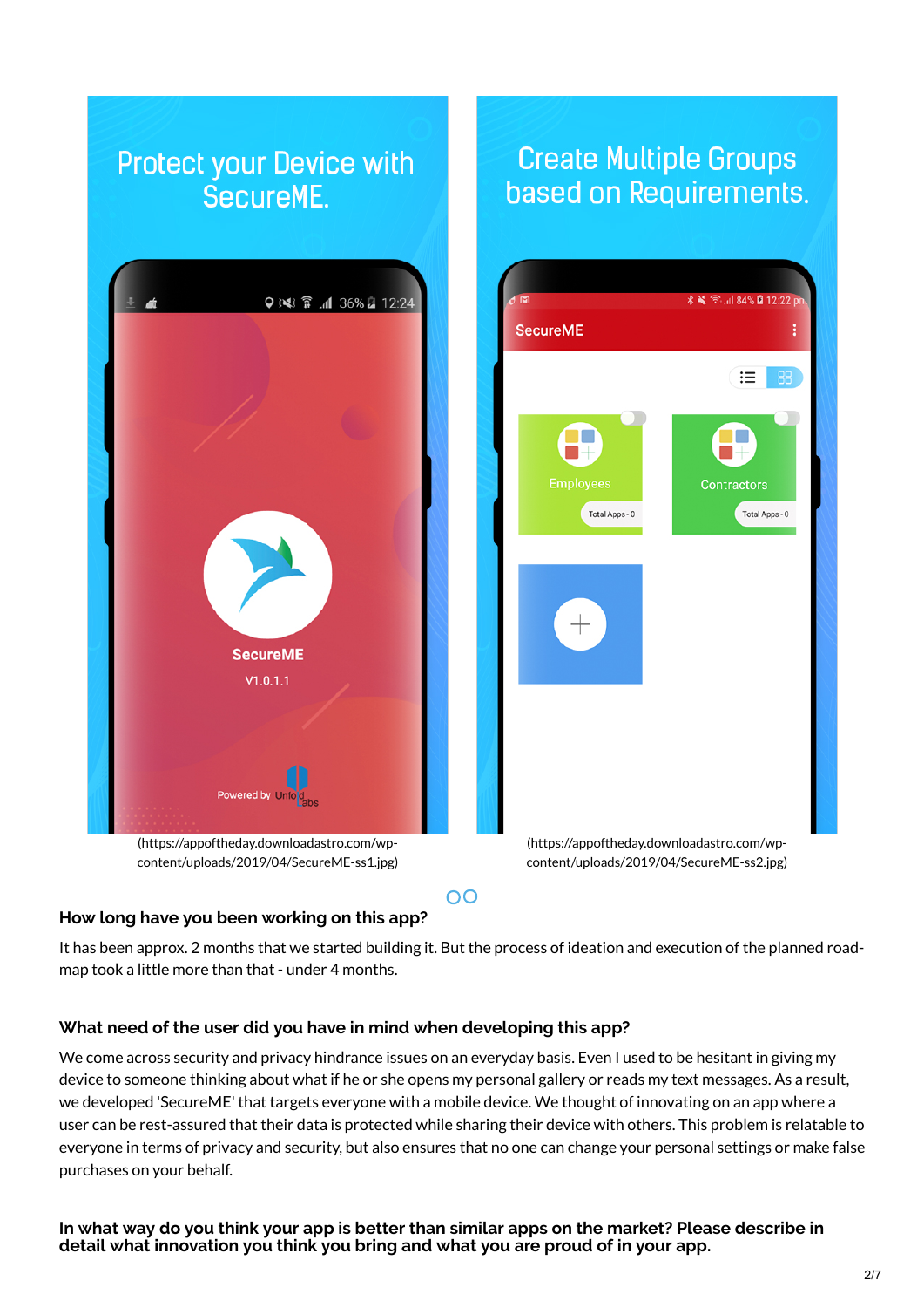(https://appoftheday.downloadastro.com/wp-content/uploads/2019/04/SecureME-ss1.jpg)

(https://appoftheday.downloadastro.com/wp-content/uploads/2019/04/SecureME-ss2.jpg)

### How long have you been working on this app?

It has been approx. 2 months that we started building it. But the process of ideation and execution of the planned road-map took a little more than that - under 4 months.

### What need of the user did you have in mind when developing this app?

We come across security and privacy hindrance issues on an everyday basis. Even I used to be hesitant in giving my device to someone thinking about what if he or she opens my personal gallery or reads my text messages. As a result, we developed 'SecureME' that targets everyone with a mobile device. We thought of innovating on an app where a user can be rest-assured that their data is protected while sharing their device with others. This problem is relatable to everyone in terms of privacy and security, but also ensures that no one can change your personal settings or make false purchases on your behalf.

### In what way do you think your app is better than similar apps on the market? Please describe in detail what innovation you think you bring and what you are proud of in your app.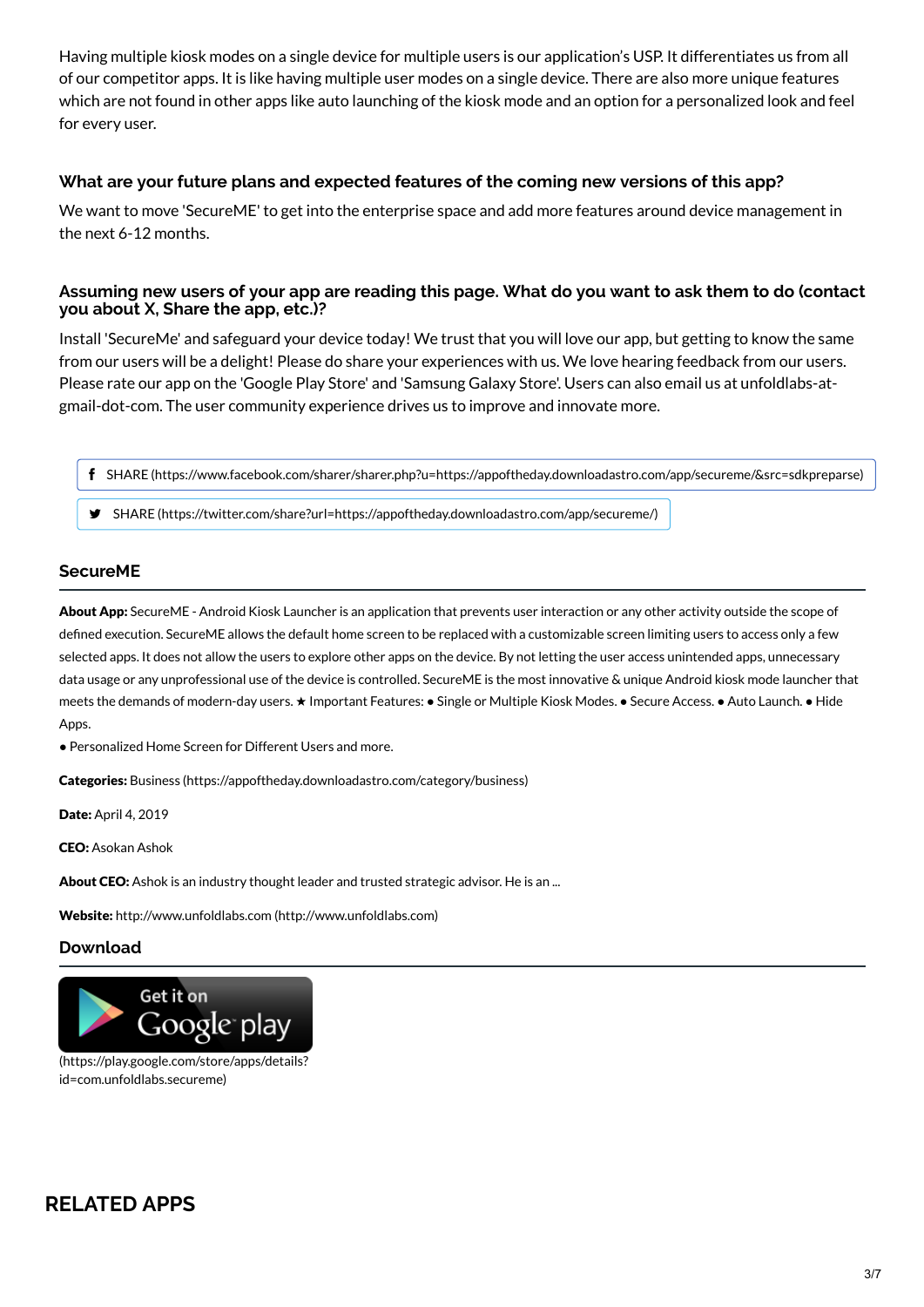Having multiple kiosk modes on a single device for multiple users is our application's USP. It differentiates us from all of our competitor apps. It is like having multiple user modes on a single device. There are also more unique features which are not found in other apps like auto launching of the kiosk mode and an option for a personalized look and feel for every user.

### What are your future plans and expected features of the coming new versions of this app?

We want to move 'SecureME' to get into the enterprise space and add more features around device management in the next 6-12 months.

### Assuming new users of your app are reading this page. What do you want to ask them to do (contact you about X, Share the app, etc.)?

Install 'SecureMe' and safeguard your device today! We trust that you will love our app, but getting to know the same from our users will be a delight! Please do share your experiences with us. We love hearing feedback from our users. Please rate our app on the 'Google Play Store' and 'Samsung Galaxy Store'. Users can also email us at unfoldlabs-at-gmail-dot-com. The user community experience drives us to improve and innovate more.

SHARE (https://www.facebook.com/sharer/sharer.php?u=https://appoftheday.downloadastro.com/app/secureme/&src=sdkpreparse)

SHARE (https://twitter.com/share?url=https://appoftheday.downloadastro.com/app/secureme/)

### SecureME

**About App:** SecureME - Android Kiosk Launcher is an application that prevents user interaction or any other activity outside the scope of defined execution. SecureME allows the default home screen to be replaced with a customizable screen limiting users to access only a few selected apps. It does not allow the users to explore other apps on the device. By not letting the user access unintended apps, unnecessary data usage or any unprofessional use of the device is controlled. SecureME is the most innovative & unique Android kiosk mode launcher that meets the demands of modern-day users. ★ Important Features: ● Single or Multiple Kiosk Modes. ● Secure Access. ● Auto Launch. ● Hide Apps.

● Personalized Home Screen for Different Users and more.

**Categories:** Business (https://appoftheday.downloadastro.com/category/business)

**Date:** April 4, 2019

**CEO:** Asokan Ashok

**About CEO:** Ashok is an industry thought leader and trusted strategic advisor. He is an ...

**Website:** http://www.unfoldlabs.com (http://www.unfoldlabs.com)

### Download

Get it on Google play

(https://play.google.com/store/apps/details?id=com.unfoldlabs.secureme)

## RELATED APPS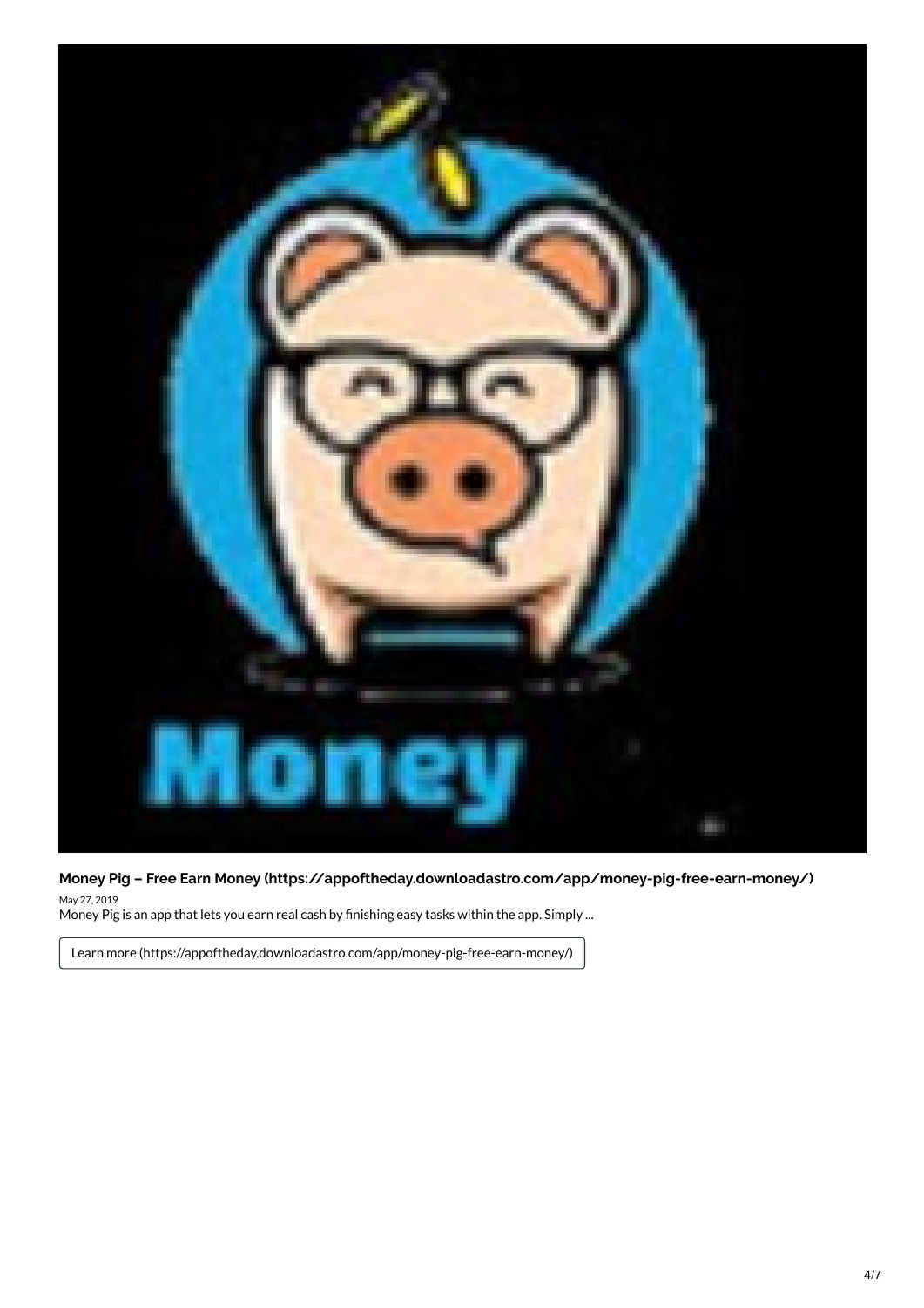**Money Pig – Free Earn Money (https://appoftheday.downloadastro.com/app/money-pig-free-earn-money/)**

May 27, 2019

Money Pig is an app that lets you earn real cash by finishing easy tasks within the app. Simply ...

Learn more (https://appoftheday.downloadastro.com/app/money-pig-free-earn-money/)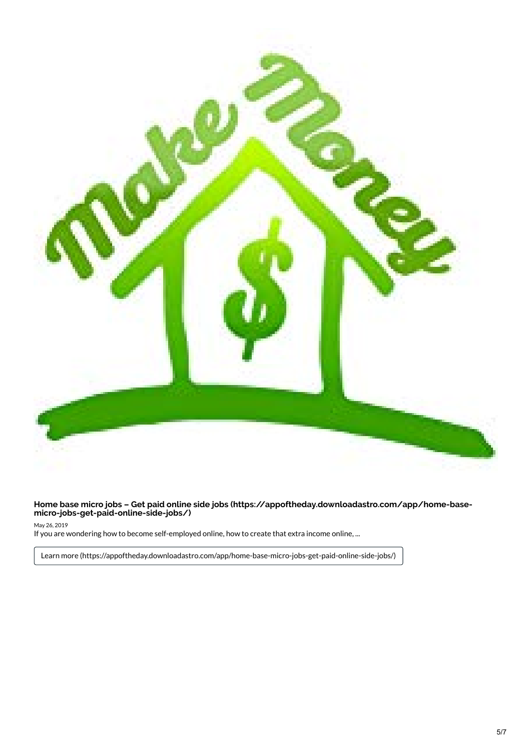**Home base micro jobs – Get paid online side jobs (https://appoftheday.downloadastro.com/app/home-base-micro-jobs-get-paid-online-side-jobs/)**

May 26, 2019

If you are wondering how to become self-employed online, how to create that extra income online, ...

Learn more (https://appoftheday.downloadastro.com/app/home-base-micro-jobs-get-paid-online-side-jobs/)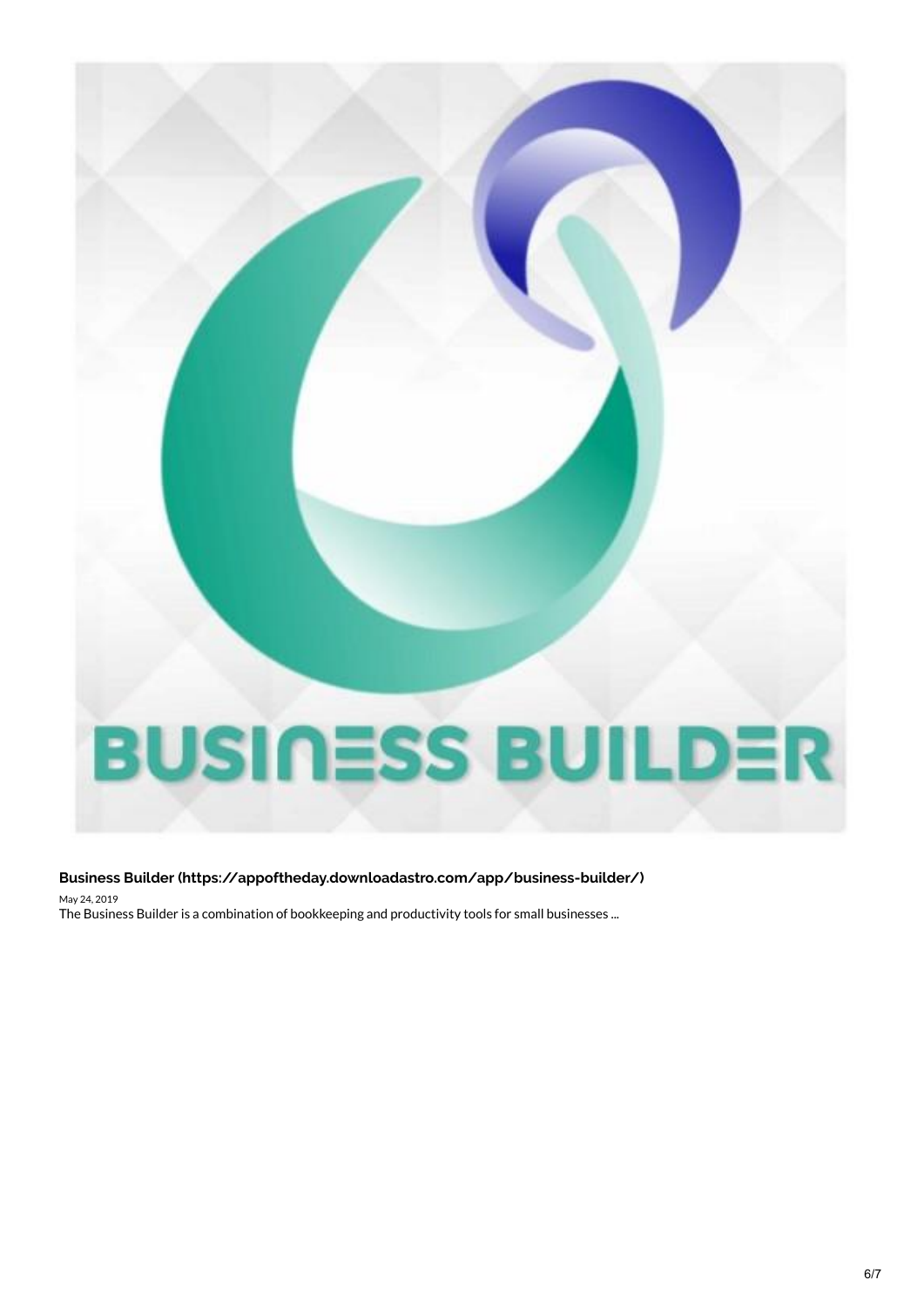**Business Builder (https://appoftheday.downloadastro.com/app/business-builder/)**

May 24, 2019

The Business Builder is a combination of bookkeeping and productivity tools for small businesses ...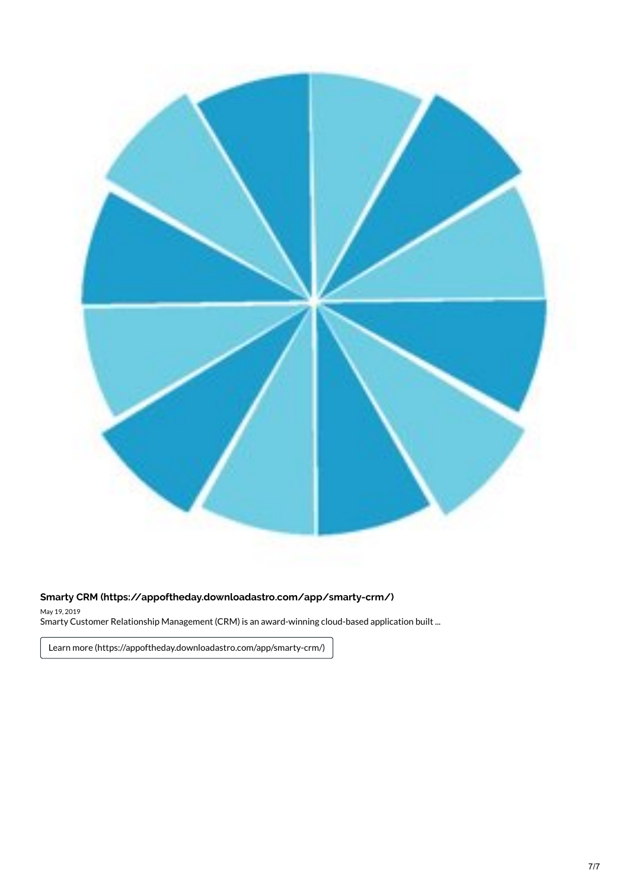**Smarty CRM (https://appoftheday.downloadastro.com/app/smarty-crm/)**

May 19, 2019

Smarty Customer Relationship Management (CRM) is an award-winning cloud-based application built ...

Learn more (https://appoftheday.downloadastro.com/app/smarty-crm/)